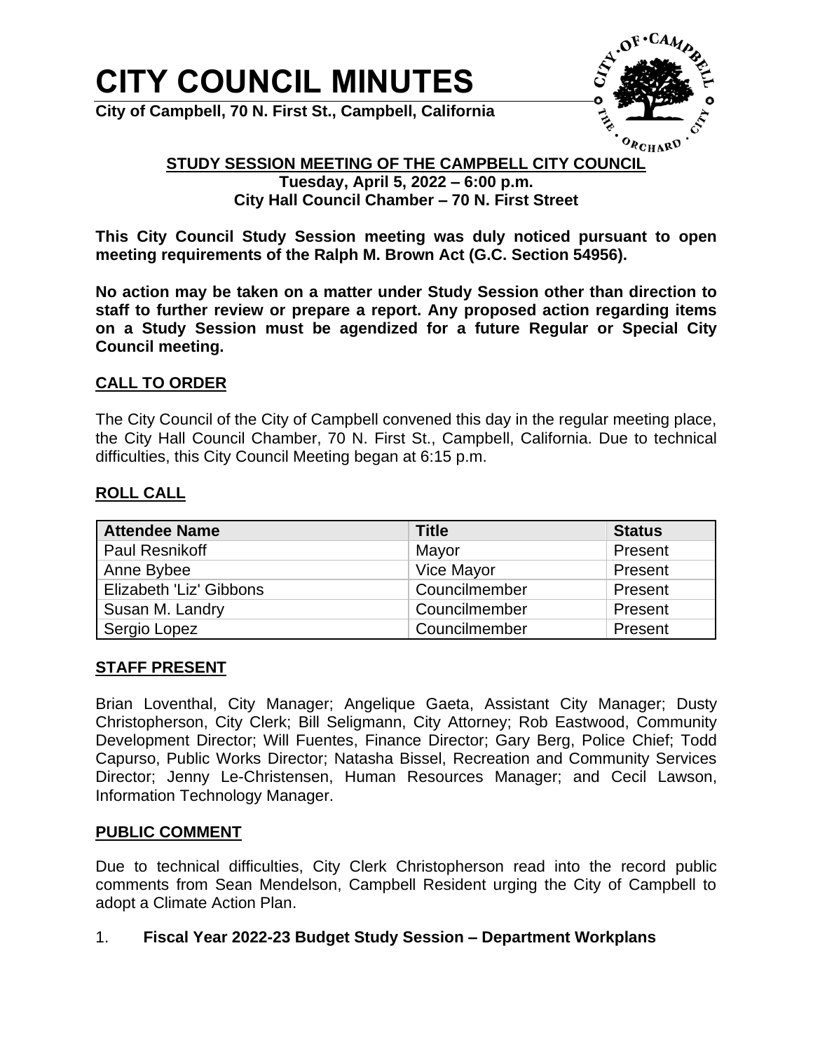# CITY COUNCIL MINUTES

**City of Campbell, 70 N. First St., Campbell, California**

## STUDY SESSION MEETING OF THE CAMPBELL CITY COUNCIL

**Tuesday, April 5, 2022 – 6:00 p.m.**
**City Hall Council Chamber – 70 N. First Street**

**This City Council Study Session meeting was duly noticed pursuant to open meeting requirements of the Ralph M. Brown Act (G.C. Section 54956).**

**No action may be taken on a matter under Study Session other than direction to staff to further review or prepare a report. Any proposed action regarding items on a Study Session must be agendized for a future Regular or Special City Council meeting.**

### CALL TO ORDER

The City Council of the City of Campbell convened this day in the regular meeting place, the City Hall Council Chamber, 70 N. First St., Campbell, California. Due to technical difficulties, this City Council Meeting began at 6:15 p.m.

### ROLL CALL

| Attendee Name | Title | Status |
|---|---|---|
| Paul Resnikoff | Mayor | Present |
| Anne Bybee | Vice Mayor | Present |
| Elizabeth 'Liz' Gibbons | Councilmember | Present |
| Susan M. Landry | Councilmember | Present |
| Sergio Lopez | Councilmember | Present |

### STAFF PRESENT

Brian Loventhal, City Manager; Angelique Gaeta, Assistant City Manager; Dusty Christopherson, City Clerk; Bill Seligmann, City Attorney; Rob Eastwood, Community Development Director; Will Fuentes, Finance Director; Gary Berg, Police Chief; Todd Capurso, Public Works Director; Natasha Bissel, Recreation and Community Services Director; Jenny Le-Christensen, Human Resources Manager; and Cecil Lawson, Information Technology Manager.

### PUBLIC COMMENT

Due to technical difficulties, City Clerk Christopherson read into the record public comments from Sean Mendelson, Campbell Resident urging the City of Campbell to adopt a Climate Action Plan.

1. **Fiscal Year 2022-23 Budget Study Session – Department Workplans**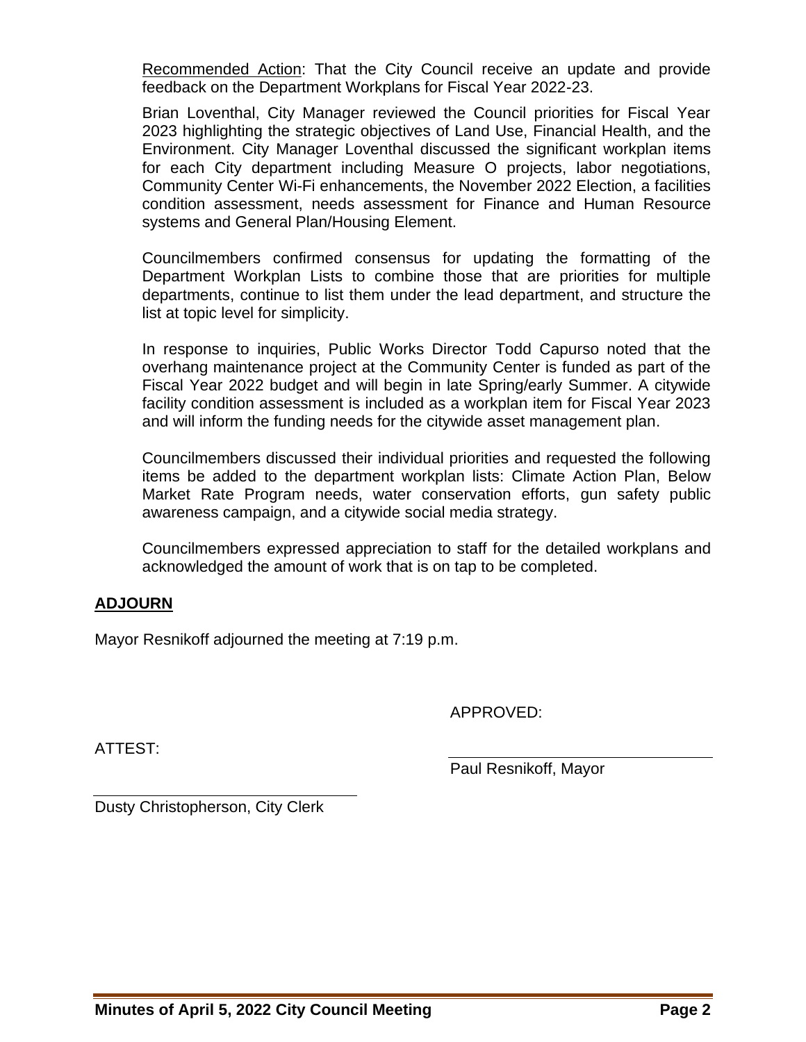Recommended Action: That the City Council receive an update and provide feedback on the Department Workplans for Fiscal Year 2022-23.

Brian Loventhal, City Manager reviewed the Council priorities for Fiscal Year 2023 highlighting the strategic objectives of Land Use, Financial Health, and the Environment. City Manager Loventhal discussed the significant workplan items for each City department including Measure O projects, labor negotiations, Community Center Wi-Fi enhancements, the November 2022 Election, a facilities condition assessment, needs assessment for Finance and Human Resource systems and General Plan/Housing Element.

Councilmembers confirmed consensus for updating the formatting of the Department Workplan Lists to combine those that are priorities for multiple departments, continue to list them under the lead department, and structure the list at topic level for simplicity.

In response to inquiries, Public Works Director Todd Capurso noted that the overhang maintenance project at the Community Center is funded as part of the Fiscal Year 2022 budget and will begin in late Spring/early Summer. A citywide facility condition assessment is included as a workplan item for Fiscal Year 2023 and will inform the funding needs for the citywide asset management plan.

Councilmembers discussed their individual priorities and requested the following items be added to the department workplan lists: Climate Action Plan, Below Market Rate Program needs, water conservation efforts, gun safety public awareness campaign, and a citywide social media strategy.

Councilmembers expressed appreciation to staff for the detailed workplans and acknowledged the amount of work that is on tap to be completed.

**ADJOURN**

Mayor Resnikoff adjourned the meeting at 7:19 p.m.

APPROVED:

ATTEST:

Paul Resnikoff, Mayor

Dusty Christopherson, City Clerk